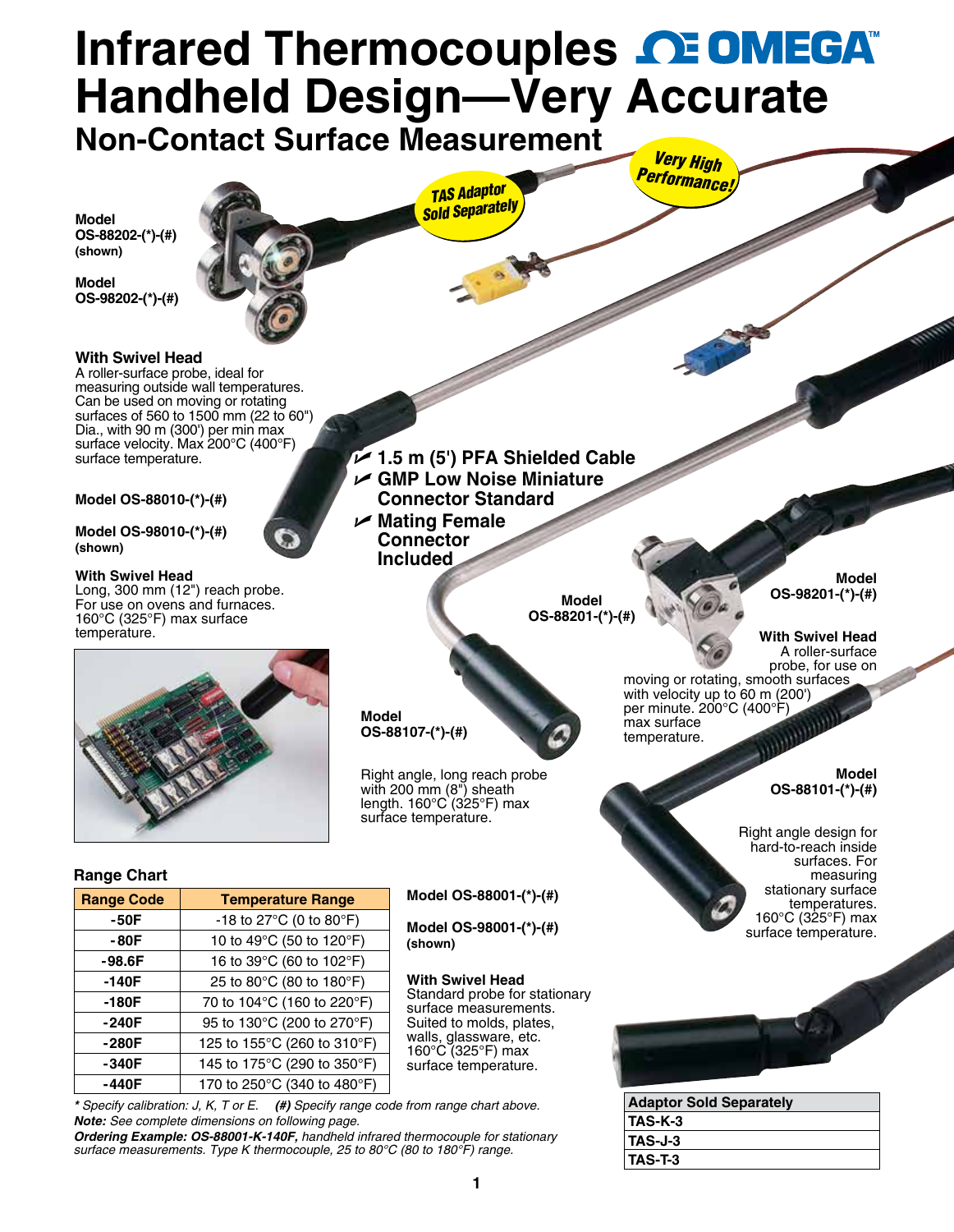# Infrared Thermocouples OMEGA™

# Handheld Design—Very Accurate

## Non-Contact Surface Measurement

**TAS Adaptor Sold Separately**

**Very High Performance!**

**Model OS-88202-(*)-(#)** **(shown)**

**Model OS-98202-(*)-(#)**

**With Swivel Head**
A roller-surface probe, ideal for measuring outside wall temperatures. Can be used on moving or rotating surfaces of 560 to 1500 mm (22 to 60") Dia., with 90 m (300') per min max surface velocity. Max 200°C (400°F) surface temperature.

- **1.5 m (5') PFA Shielded Cable**
- **GMP Low Noise Miniature Connector Standard**
- **Mating Female Connector Included**

**Model OS-88010-(*)-(#)**

**Model OS-98010-(*)-(#)** **(shown)**

**With Swivel Head**
Long, 300 mm (12") reach probe. For use on ovens and furnaces. 160°C (325°F) max surface temperature.

**Model OS-88201-(*)-(#)**

**Model OS-98201-(*)-(#)**

**With Swivel Head**
A roller-surface probe, for use on moving or rotating, smooth surfaces with velocity up to 60 m (200') per minute. 200°C (400°F) max surface temperature.

**Model OS-88107-(*)-(#)**

Right angle, long reach probe with 200 mm (8") sheath length. 160°C (325°F) max surface temperature.

**Model OS-88101-(*)-(#)**

Right angle design for hard-to-reach inside surfaces. For measuring stationary surface temperatures. 160°C (325°F) max surface temperature.

### Range Chart

| Range Code | Temperature Range |
|---|---|
| -50F | -18 to 27°C (0 to 80°F) |
| -80F | 10 to 49°C (50 to 120°F) |
| -98.6F | 16 to 39°C (60 to 102°F) |
| -140F | 25 to 80°C (80 to 180°F) |
| -180F | 70 to 104°C (160 to 220°F) |
| -240F | 95 to 130°C (200 to 270°F) |
| -280F | 125 to 155°C (260 to 310°F) |
| -340F | 145 to 175°C (290 to 350°F) |
| -440F | 170 to 250°C (340 to 480°F) |

**Model OS-88001-(*)-(#)**

**Model OS-98001-(*)-(#)** **(shown)**

**With Swivel Head**
Standard probe for stationary surface measurements. Suited to molds, plates, walls, glassware, etc. 160°C (325°F) max surface temperature.

| Adaptor Sold Separately |
|---|
| TAS-K-3 |
| TAS-J-3 |
| TAS-T-3 |

*\* Specify calibration: J, K, T or E.* ***(#)*** *Specify range code from range chart above.*
***Note:*** *See complete dimensions on following page.*
***Ordering Example: OS-88001-K-140F,*** *handheld infrared thermocouple for stationary surface measurements. Type K thermocouple, 25 to 80°C (80 to 180°F) range.*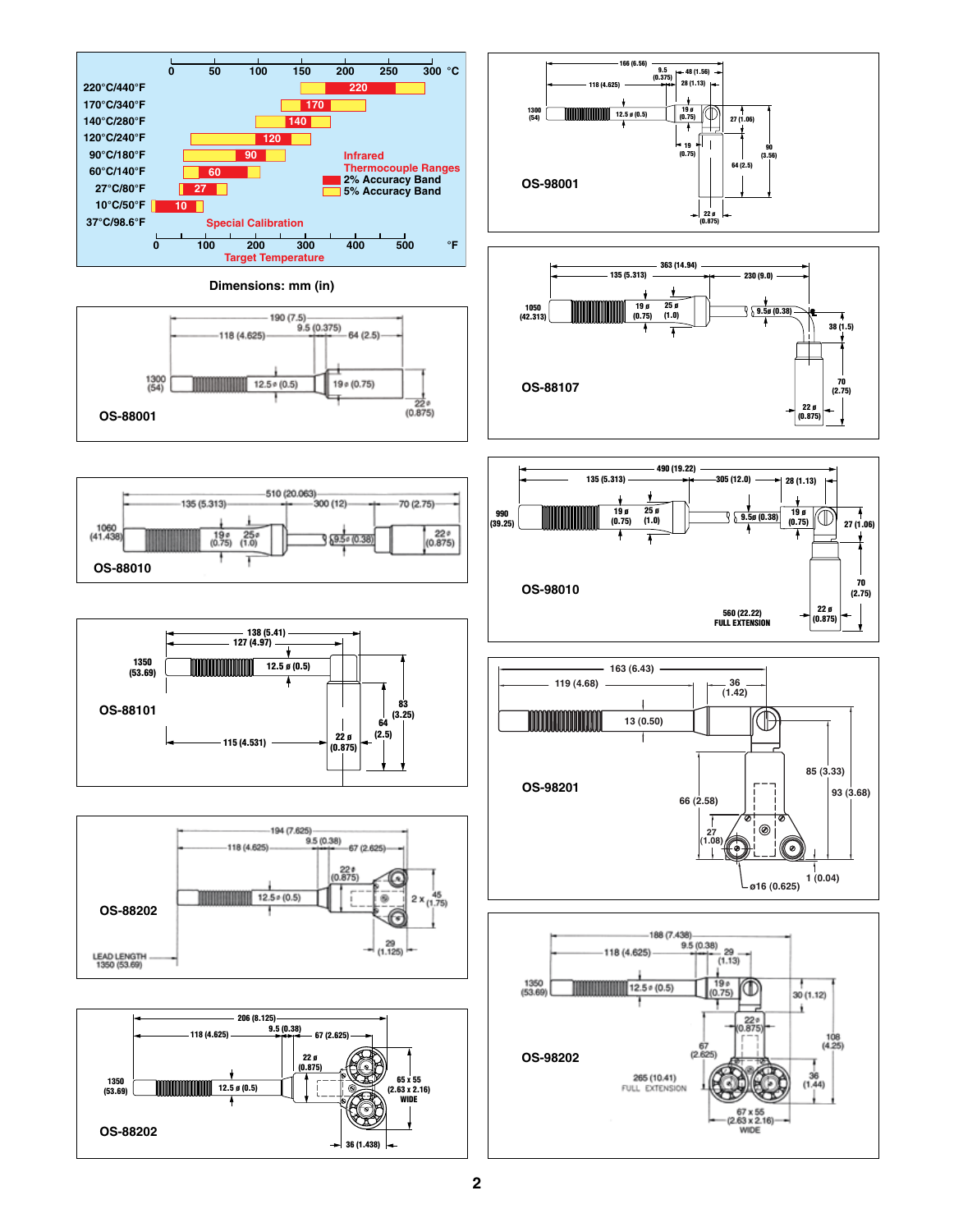0 50 100 150 200 250 300 °C

220°C/440°F 220

170°C/340°F 170

140°C/280°F 140

120°C/240°F 120

90°C/180°F 90

60°C/140°F 60

27°C/80°F 27

10°C/50°F 10

37°C/98.6°F

Infrared Thermocouple Ranges

2% Accuracy Band

5% Accuracy Band

Special Calibration

0 100 200 300 400 500 °F

Target Temperature

## Dimensions: mm (in)

**OS-88001**

190 (7.5)
118 (4.625)
9.5 (0.375)
64 (2.5)
1300 (54)
12.5 ø (0.5)
19 ø (0.75)
22 ø (0.875)

**OS-88010**

510 (20.063)
135 (5.313)
300 (12)
70 (2.75)
1060 (41.438)
19 ø (0.75)
25 ø (1.0)
9.5 ø (0.38)
22 ø (0.875)

**OS-88101**

138 (5.41)
127 (4.97)
1350 (53.69)
12.5 ø (0.5)
83 (3.25)
64 (2.5)
22 ø (0.875)
115 (4.531)

**OS-88202**

194 (7.625)
118 (4.625)
9.5 (0.38)
67 (2.625)
22 ø (0.875)
12.5 ø (0.5)
2 x 45 (1.75)
29 (1.125)
LEAD LENGTH 1350 (53.69)

**OS-88202**

206 (8.125)
118 (4.625)
9.5 (0.38)
67 (2.625)
22 ø (0.875)
1350 (53.69)
12.5 ø (0.5)
65 x 55 (2.63 x 2.16) WIDE
36 (1.438)

**OS-98001**

166 (6.56)
9.5 (0.375)
48 (1.56)
28 (1.13)
118 (4.625)
1300 (54)
12.5 ø (0.5)
19 ø (0.75)
27 (1.06)
19 (0.75)
90 (3.56)
64 (2.5)
22 ø (0.875)

**OS-88107**

363 (14.94)
135 (5.313)
230 (9.0)
1050 (42.313)
19 ø (0.75)
25 ø (1.0)
9.5ø (0.38)
38 (1.5)
70 (2.75)
22 ø (0.875)

**OS-98010**

490 (19.22)
135 (5.313)
305 (12.0)
28 (1.13)
990 (39.25)
19 ø (0.75)
25 ø (1.0)
9.5ø (0.38)
19 ø (0.75)
27 (1.06)
70 (2.75)
560 (22.22) FULL EXTENSION
22 ø (0.875)

**OS-98201**

163 (6.43)
119 (4.68)
36 (1.42)
13 (0.50)
85 (3.33)
93 (3.68)
66 (2.58)
27 (1.08)
ø16 (0.625)
1 (0.04)

**OS-98202**

188 (7.438)
118 (4.625)
9.5 (0.38)
29 (1.13)
1350 (53.69)
12.5 ø (0.5)
19 ø (0.75)
30 (1.12)
22 ø (0.875)
67 (2.625)
108 (4.25)
265 (10.41) FULL EXTENSION
36 (1.44)
67 x 55 (2.63 x 2.16) WIDE